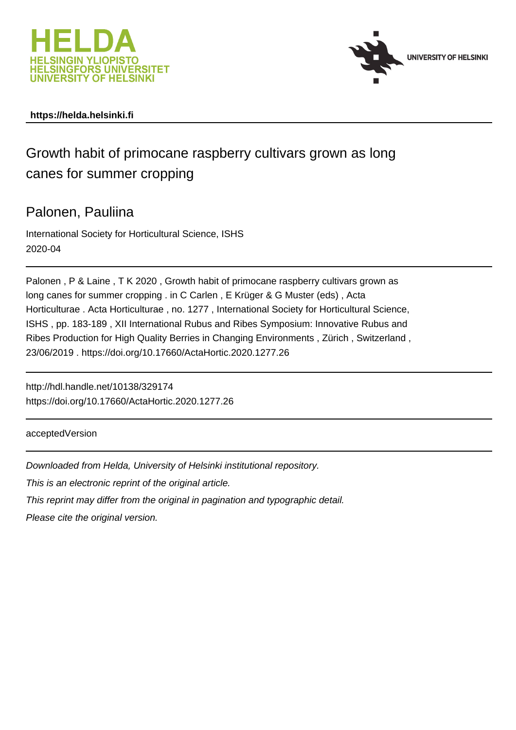HELDA
HELSINGIN YLIOPISTO
HELSINGFORS UNIVERSITET
UNIVERSITY OF HELSINKI

UNIVERSITY OF HELSINKI

**https://helda.helsinki.fi**

---

# Growth habit of primocane raspberry cultivars grown as long canes for summer cropping

## Palonen, Pauliina

International Society for Horticultural Science, ISHS
2020-04

---

Palonen , P & Laine , T K 2020 , Growth habit of primocane raspberry cultivars grown as long canes for summer cropping . in C Carlen , E Krüger & G Muster (eds) , Acta Horticulturae . Acta Horticulturae , no. 1277 , International Society for Horticultural Science, ISHS , pp. 183-189 , XII International Rubus and Ribes Symposium: Innovative Rubus and Ribes Production for High Quality Berries in Changing Environments , Zürich , Switzerland , 23/06/2019 . https://doi.org/10.17660/ActaHortic.2020.1277.26

---

http://hdl.handle.net/10138/329174
https://doi.org/10.17660/ActaHortic.2020.1277.26

---

acceptedVersion

---

*Downloaded from Helda, University of Helsinki institutional repository.*

*This is an electronic reprint of the original article.*

*This reprint may differ from the original in pagination and typographic detail.*

*Please cite the original version.*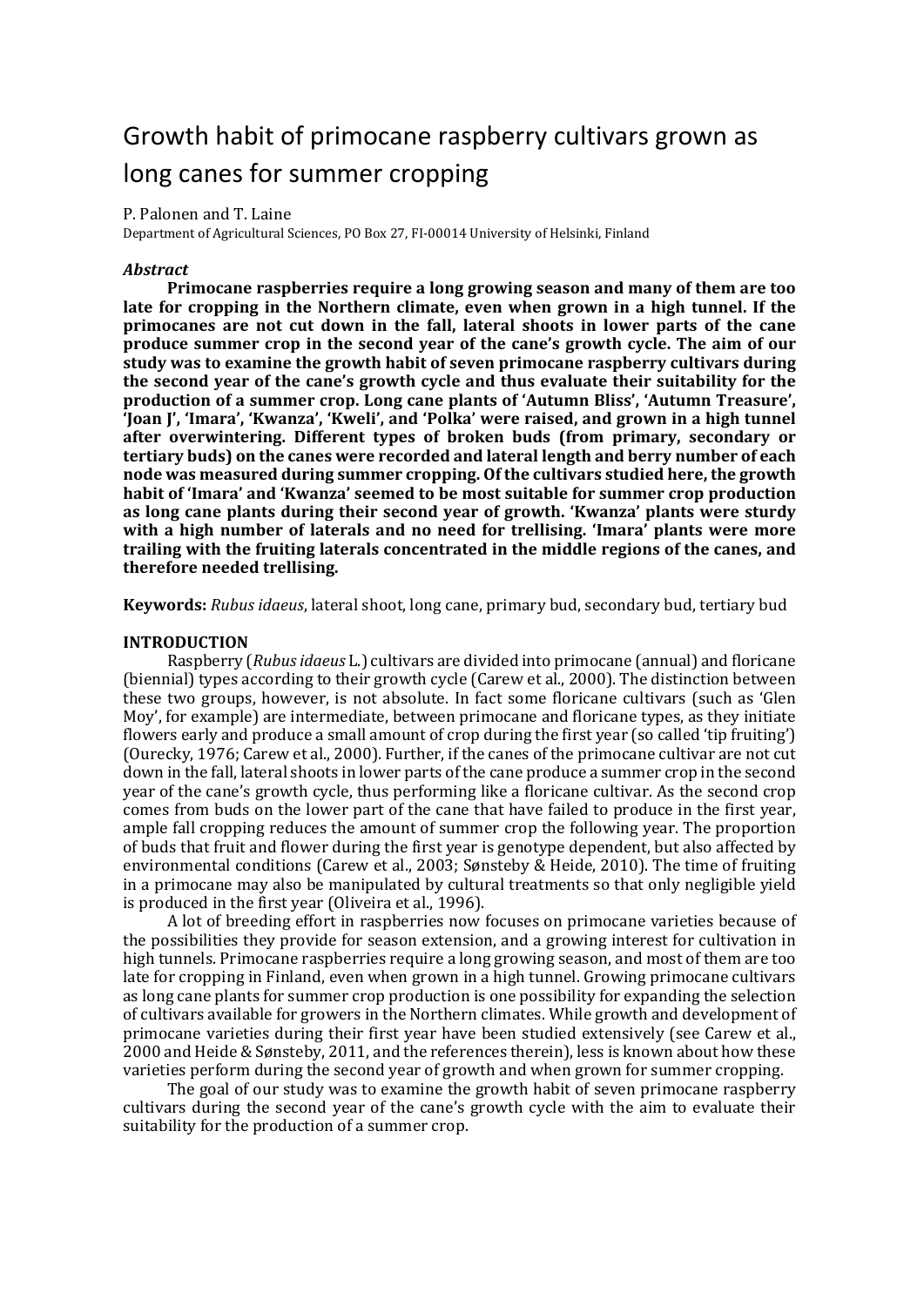# Growth habit of primocane raspberry cultivars grown as long canes for summer cropping

P. Palonen and T. Laine

Department of Agricultural Sciences, PO Box 27, FI-00014 University of Helsinki, Finland

### *Abstract*

**Primocane raspberries require a long growing season and many of them are too late for cropping in the Northern climate, even when grown in a high tunnel. If the primocanes are not cut down in the fall, lateral shoots in lower parts of the cane produce summer crop in the second year of the cane's growth cycle. The aim of our study was to examine the growth habit of seven primocane raspberry cultivars during the second year of the cane's growth cycle and thus evaluate their suitability for the production of a summer crop. Long cane plants of 'Autumn Bliss', 'Autumn Treasure', 'Joan J', 'Imara', 'Kwanza', 'Kweli', and 'Polka' were raised, and grown in a high tunnel after overwintering. Different types of broken buds (from primary, secondary or tertiary buds) on the canes were recorded and lateral length and berry number of each node was measured during summer cropping. Of the cultivars studied here, the growth habit of 'Imara' and 'Kwanza' seemed to be most suitable for summer crop production as long cane plants during their second year of growth. 'Kwanza' plants were sturdy with a high number of laterals and no need for trellising. 'Imara' plants were more trailing with the fruiting laterals concentrated in the middle regions of the canes, and therefore needed trellising.**

**Keywords:** *Rubus idaeus*, lateral shoot, long cane, primary bud, secondary bud, tertiary bud

## INTRODUCTION

Raspberry (*Rubus idaeus* L.) cultivars are divided into primocane (annual) and floricane (biennial) types according to their growth cycle (Carew et al., 2000). The distinction between these two groups, however, is not absolute. In fact some floricane cultivars (such as 'Glen Moy', for example) are intermediate, between primocane and floricane types, as they initiate flowers early and produce a small amount of crop during the first year (so called 'tip fruiting') (Ourecky, 1976; Carew et al., 2000). Further, if the canes of the primocane cultivar are not cut down in the fall, lateral shoots in lower parts of the cane produce a summer crop in the second year of the cane's growth cycle, thus performing like a floricane cultivar. As the second crop comes from buds on the lower part of the cane that have failed to produce in the first year, ample fall cropping reduces the amount of summer crop the following year. The proportion of buds that fruit and flower during the first year is genotype dependent, but also affected by environmental conditions (Carew et al., 2003; Sønsteby & Heide, 2010). The time of fruiting in a primocane may also be manipulated by cultural treatments so that only negligible yield is produced in the first year (Oliveira et al., 1996).

A lot of breeding effort in raspberries now focuses on primocane varieties because of the possibilities they provide for season extension, and a growing interest for cultivation in high tunnels. Primocane raspberries require a long growing season, and most of them are too late for cropping in Finland, even when grown in a high tunnel. Growing primocane cultivars as long cane plants for summer crop production is one possibility for expanding the selection of cultivars available for growers in the Northern climates. While growth and development of primocane varieties during their first year have been studied extensively (see Carew et al., 2000 and Heide & Sønsteby, 2011, and the references therein), less is known about how these varieties perform during the second year of growth and when grown for summer cropping.

The goal of our study was to examine the growth habit of seven primocane raspberry cultivars during the second year of the cane's growth cycle with the aim to evaluate their suitability for the production of a summer crop.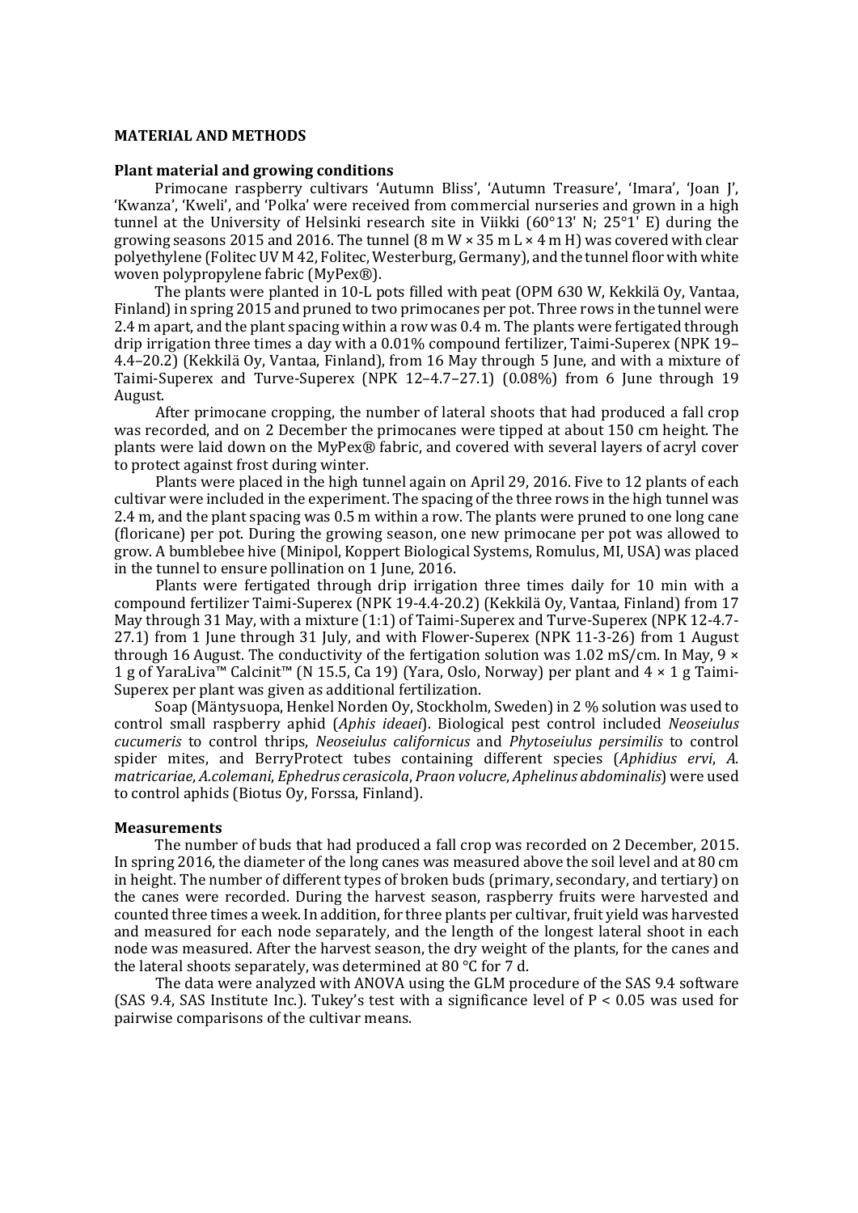## MATERIAL AND METHODS

### Plant material and growing conditions

Primocane raspberry cultivars 'Autumn Bliss', 'Autumn Treasure', 'Imara', 'Joan J', 'Kwanza', 'Kweli', and 'Polka' were received from commercial nurseries and grown in a high tunnel at the University of Helsinki research site in Viikki (60°13' N; 25°1' E) during the growing seasons 2015 and 2016. The tunnel (8 m W × 35 m L × 4 m H) was covered with clear polyethylene (Folitec UV M 42, Folitec, Westerburg, Germany), and the tunnel floor with white woven polypropylene fabric (MyPex®).

The plants were planted in 10-L pots filled with peat (OPM 630 W, Kekkilä Oy, Vantaa, Finland) in spring 2015 and pruned to two primocanes per pot. Three rows in the tunnel were 2.4 m apart, and the plant spacing within a row was 0.4 m. The plants were fertigated through drip irrigation three times a day with a 0.01% compound fertilizer, Taimi-Superex (NPK 19–4.4–20.2) (Kekkilä Oy, Vantaa, Finland), from 16 May through 5 June, and with a mixture of Taimi-Superex and Turve-Superex (NPK 12–4.7–27.1) (0.08%) from 6 June through 19 August.

After primocane cropping, the number of lateral shoots that had produced a fall crop was recorded, and on 2 December the primocanes were tipped at about 150 cm height. The plants were laid down on the MyPex® fabric, and covered with several layers of acryl cover to protect against frost during winter.

Plants were placed in the high tunnel again on April 29, 2016. Five to 12 plants of each cultivar were included in the experiment. The spacing of the three rows in the high tunnel was 2.4 m, and the plant spacing was 0.5 m within a row. The plants were pruned to one long cane (floricane) per pot. During the growing season, one new primocane per pot was allowed to grow. A bumblebee hive (Minipol, Koppert Biological Systems, Romulus, MI, USA) was placed in the tunnel to ensure pollination on 1 June, 2016.

Plants were fertigated through drip irrigation three times daily for 10 min with a compound fertilizer Taimi-Superex (NPK 19-4.4-20.2) (Kekkilä Oy, Vantaa, Finland) from 17 May through 31 May, with a mixture (1:1) of Taimi-Superex and Turve-Superex (NPK 12-4.7-27.1) from 1 June through 31 July, and with Flower-Superex (NPK 11-3-26) from 1 August through 16 August. The conductivity of the fertigation solution was 1.02 mS/cm. In May, 9 × 1 g of YaraLiva™ Calcinit™ (N 15.5, Ca 19) (Yara, Oslo, Norway) per plant and 4 × 1 g Taimi-Superex per plant was given as additional fertilization.

Soap (Mäntysuopa, Henkel Norden Oy, Stockholm, Sweden) in 2 % solution was used to control small raspberry aphid (*Aphis ideaei*). Biological pest control included *Neoseiulus cucumeris* to control thrips, *Neoseiulus californicus* and *Phytoseiulus persimilis* to control spider mites, and BerryProtect tubes containing different species (*Aphidius ervi*, *A. matricariae*, *A.colemani*, *Ephedrus cerasicola*, *Praon volucre*, *Aphelinus abdominalis*) were used to control aphids (Biotus Oy, Forssa, Finland).

### Measurements

The number of buds that had produced a fall crop was recorded on 2 December, 2015. In spring 2016, the diameter of the long canes was measured above the soil level and at 80 cm in height. The number of different types of broken buds (primary, secondary, and tertiary) on the canes were recorded. During the harvest season, raspberry fruits were harvested and counted three times a week. In addition, for three plants per cultivar, fruit yield was harvested and measured for each node separately, and the length of the longest lateral shoot in each node was measured. After the harvest season, the dry weight of the plants, for the canes and the lateral shoots separately, was determined at 80 °C for 7 d.

The data were analyzed with ANOVA using the GLM procedure of the SAS 9.4 software (SAS 9.4, SAS Institute Inc.). Tukey's test with a significance level of $P < 0.05$ was used for pairwise comparisons of the cultivar means.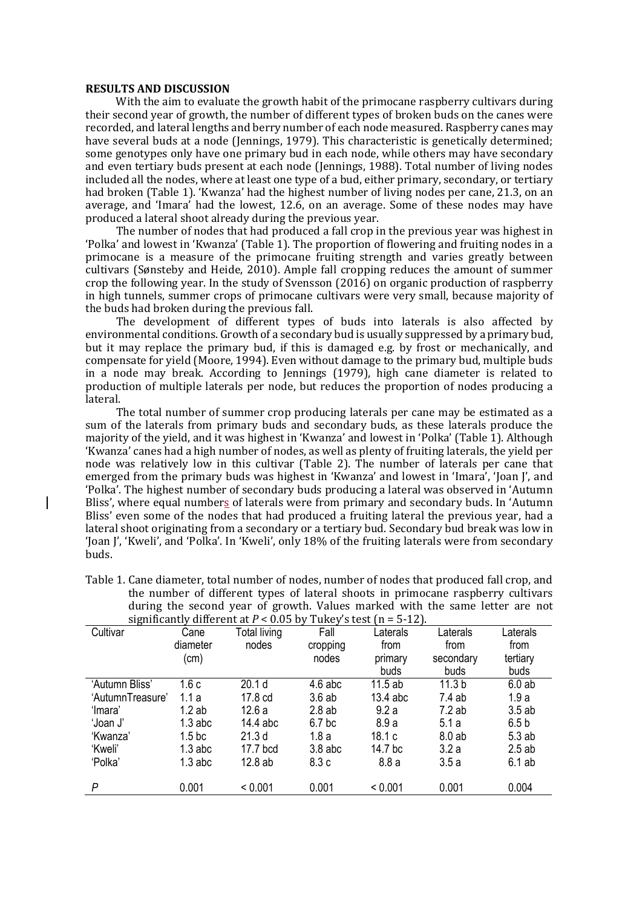## RESULTS AND DISCUSSION

With the aim to evaluate the growth habit of the primocane raspberry cultivars during their second year of growth, the number of different types of broken buds on the canes were recorded, and lateral lengths and berry number of each node measured. Raspberry canes may have several buds at a node (Jennings, 1979). This characteristic is genetically determined; some genotypes only have one primary bud in each node, while others may have secondary and even tertiary buds present at each node (Jennings, 1988). Total number of living nodes included all the nodes, where at least one type of a bud, either primary, secondary, or tertiary had broken (Table 1). 'Kwanza' had the highest number of living nodes per cane, 21.3, on an average, and 'Imara' had the lowest, 12.6, on an average. Some of these nodes may have produced a lateral shoot already during the previous year.

The number of nodes that had produced a fall crop in the previous year was highest in 'Polka' and lowest in 'Kwanza' (Table 1). The proportion of flowering and fruiting nodes in a primocane is a measure of the primocane fruiting strength and varies greatly between cultivars (Sønsteby and Heide, 2010). Ample fall cropping reduces the amount of summer crop the following year. In the study of Svensson (2016) on organic production of raspberry in high tunnels, summer crops of primocane cultivars were very small, because majority of the buds had broken during the previous fall.

The development of different types of buds into laterals is also affected by environmental conditions. Growth of a secondary bud is usually suppressed by a primary bud, but it may replace the primary bud, if this is damaged e.g. by frost or mechanically, and compensate for yield (Moore, 1994). Even without damage to the primary bud, multiple buds in a node may break. According to Jennings (1979), high cane diameter is related to production of multiple laterals per node, but reduces the proportion of nodes producing a lateral.

The total number of summer crop producing laterals per cane may be estimated as a sum of the laterals from primary buds and secondary buds, as these laterals produce the majority of the yield, and it was highest in 'Kwanza' and lowest in 'Polka' (Table 1). Although 'Kwanza' canes had a high number of nodes, as well as plenty of fruiting laterals, the yield per node was relatively low in this cultivar (Table 2). The number of laterals per cane that emerged from the primary buds was highest in 'Kwanza' and lowest in 'Imara', 'Joan J', and 'Polka'. The highest number of secondary buds producing a lateral was observed in 'Autumn Bliss', where equal numbers of laterals were from primary and secondary buds. In 'Autumn Bliss' even some of the nodes that had produced a fruiting lateral the previous year, had a lateral shoot originating from a secondary or a tertiary bud. Secondary bud break was low in 'Joan J', 'Kweli', and 'Polka'. In 'Kweli', only 18% of the fruiting laterals were from secondary buds.

Table 1. Cane diameter, total number of nodes, number of nodes that produced fall crop, and the number of different types of lateral shoots in primocane raspberry cultivars during the second year of growth. Values marked with the same letter are not significantly different at $P < 0.05$ by Tukey's test (n = 5-12).

| Cultivar | Cane diameter (cm) | Total living nodes | Fall cropping nodes | Laterals from primary buds | Laterals from secondary buds | Laterals from tertiary buds |
|---|---|---|---|---|---|---|
| 'Autumn Bliss' | 1.6 c | 20.1 d | 4.6 abc | 11.5 ab | 11.3 b | 6.0 ab |
| 'AutumnTreasure' | 1.1 a | 17.8 cd | 3.6 ab | 13.4 abc | 7.4 ab | 1.9 a |
| 'Imara' | 1.2 ab | 12.6 a | 2.8 ab | 9.2 a | 7.2 ab | 3.5 ab |
| 'Joan J' | 1.3 abc | 14.4 abc | 6.7 bc | 8.9 a | 5.1 a | 6.5 b |
| 'Kwanza' | 1.5 bc | 21.3 d | 1.8 a | 18.1 c | 8.0 ab | 5.3 ab |
| 'Kweli' | 1.3 abc | 17.7 bcd | 3.8 abc | 14.7 bc | 3.2 a | 2.5 ab |
| 'Polka' | 1.3 abc | 12.8 ab | 8.3 c | 8.8 a | 3.5 a | 6.1 ab |
| $P$ | 0.001 | < 0.001 | 0.001 | < 0.001 | 0.001 | 0.004 |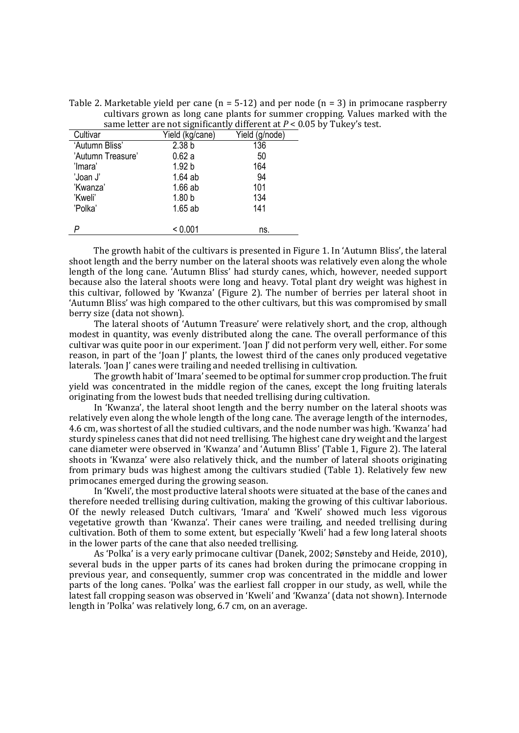Table 2. Marketable yield per cane (n = 5-12) and per node (n = 3) in primocane raspberry cultivars grown as long cane plants for summer cropping. Values marked with the same letter are not significantly different at $P < 0.05$ by Tukey's test.

| Cultivar | Yield (kg/cane) | Yield (g/node) |
|---|---|---|
| 'Autumn Bliss' | 2.38 b | 136 |
| 'Autumn Treasure' | 0.62 a | 50 |
| 'Imara' | 1.92 b | 164 |
| 'Joan J' | 1.64 ab | 94 |
| 'Kwanza' | 1.66 ab | 101 |
| 'Kweli' | 1.80 b | 134 |
| 'Polka' | 1.65 ab | 141 |
| *P* | < 0.001 | ns. |

The growth habit of the cultivars is presented in Figure 1. In 'Autumn Bliss', the lateral shoot length and the berry number on the lateral shoots was relatively even along the whole length of the long cane. 'Autumn Bliss' had sturdy canes, which, however, needed support because also the lateral shoots were long and heavy. Total plant dry weight was highest in this cultivar, followed by 'Kwanza' (Figure 2). The number of berries per lateral shoot in 'Autumn Bliss' was high compared to the other cultivars, but this was compromised by small berry size (data not shown).

The lateral shoots of 'Autumn Treasure' were relatively short, and the crop, although modest in quantity, was evenly distributed along the cane. The overall performance of this cultivar was quite poor in our experiment. 'Joan J' did not perform very well, either. For some reason, in part of the 'Joan J' plants, the lowest third of the canes only produced vegetative laterals. 'Joan J' canes were trailing and needed trellising in cultivation.

The growth habit of 'Imara' seemed to be optimal for summer crop production. The fruit yield was concentrated in the middle region of the canes, except the long fruiting laterals originating from the lowest buds that needed trellising during cultivation.

In 'Kwanza', the lateral shoot length and the berry number on the lateral shoots was relatively even along the whole length of the long cane. The average length of the internodes, 4.6 cm, was shortest of all the studied cultivars, and the node number was high. 'Kwanza' had sturdy spineless canes that did not need trellising. The highest cane dry weight and the largest cane diameter were observed in 'Kwanza' and 'Autumn Bliss' (Table 1, Figure 2). The lateral shoots in 'Kwanza' were also relatively thick, and the number of lateral shoots originating from primary buds was highest among the cultivars studied (Table 1). Relatively few new primocanes emerged during the growing season.

In 'Kweli', the most productive lateral shoots were situated at the base of the canes and therefore needed trellising during cultivation, making the growing of this cultivar laborious. Of the newly released Dutch cultivars, 'Imara' and 'Kweli' showed much less vigorous vegetative growth than 'Kwanza'. Their canes were trailing, and needed trellising during cultivation. Both of them to some extent, but especially 'Kweli' had a few long lateral shoots in the lower parts of the cane that also needed trellising.

As 'Polka' is a very early primocane cultivar (Danek, 2002; Sønsteby and Heide, 2010), several buds in the upper parts of its canes had broken during the primocane cropping in previous year, and consequently, summer crop was concentrated in the middle and lower parts of the long canes. 'Polka' was the earliest fall cropper in our study, as well, while the latest fall cropping season was observed in 'Kweli' and 'Kwanza' (data not shown). Internode length in 'Polka' was relatively long, 6.7 cm, on an average.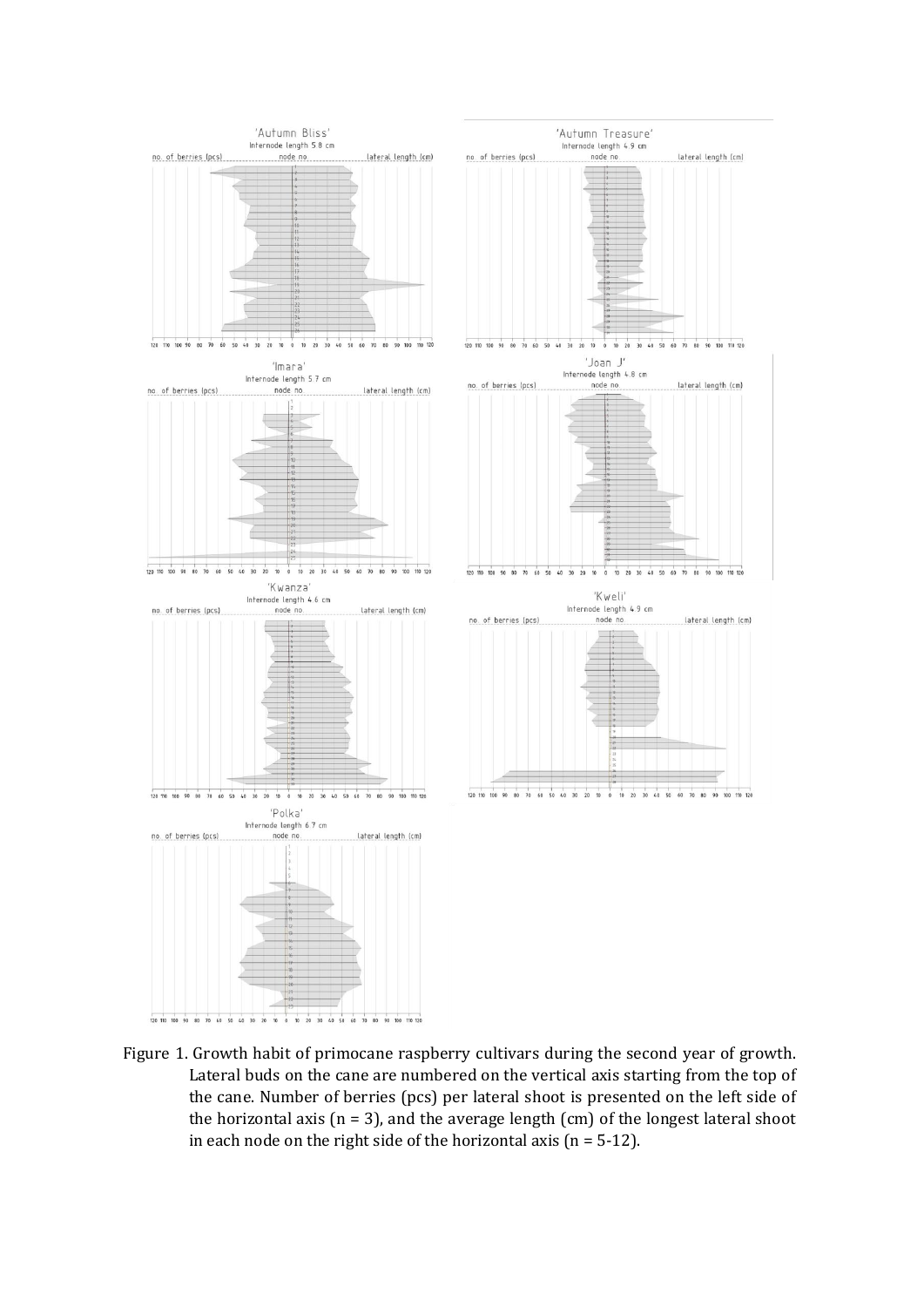Figure 1. Growth habit of primocane raspberry cultivars during the second year of growth. Lateral buds on the cane are numbered on the vertical axis starting from the top of the cane. Number of berries (pcs) per lateral shoot is presented on the left side of the horizontal axis (n = 3), and the average length (cm) of the longest lateral shoot in each node on the right side of the horizontal axis (n = 5-12).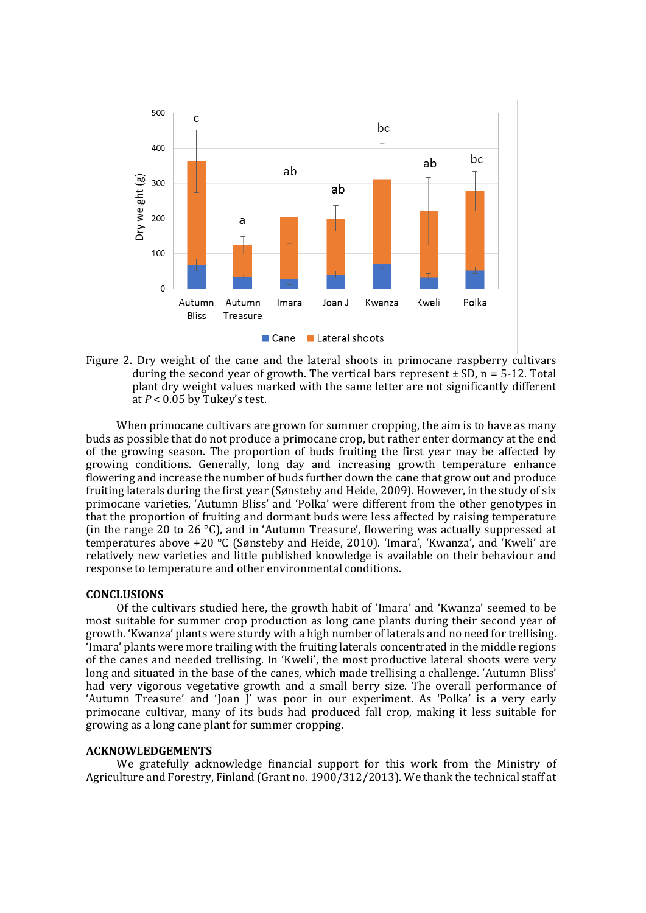Figure 2. Dry weight of the cane and the lateral shoots in primocane raspberry cultivars during the second year of growth. The vertical bars represent ± SD, n = 5-12. Total plant dry weight values marked with the same letter are not significantly different at $P < 0.05$ by Tukey's test.

When primocane cultivars are grown for summer cropping, the aim is to have as many buds as possible that do not produce a primocane crop, but rather enter dormancy at the end of the growing season. The proportion of buds fruiting the first year may be affected by growing conditions. Generally, long day and increasing growth temperature enhance flowering and increase the number of buds further down the cane that grow out and produce fruiting laterals during the first year (Sønsteby and Heide, 2009). However, in the study of six primocane varieties, 'Autumn Bliss' and 'Polka' were different from the other genotypes in that the proportion of fruiting and dormant buds were less affected by raising temperature (in the range 20 to 26 °C), and in 'Autumn Treasure', flowering was actually suppressed at temperatures above +20 °C (Sønsteby and Heide, 2010). 'Imara', 'Kwanza', and 'Kweli' are relatively new varieties and little published knowledge is available on their behaviour and response to temperature and other environmental conditions.

## CONCLUSIONS

Of the cultivars studied here, the growth habit of 'Imara' and 'Kwanza' seemed to be most suitable for summer crop production as long cane plants during their second year of growth. 'Kwanza' plants were sturdy with a high number of laterals and no need for trellising. 'Imara' plants were more trailing with the fruiting laterals concentrated in the middle regions of the canes and needed trellising. In 'Kweli', the most productive lateral shoots were very long and situated in the base of the canes, which made trellising a challenge. 'Autumn Bliss' had very vigorous vegetative growth and a small berry size. The overall performance of 'Autumn Treasure' and 'Joan J' was poor in our experiment. As 'Polka' is a very early primocane cultivar, many of its buds had produced fall crop, making it less suitable for growing as a long cane plant for summer cropping.

## ACKNOWLEDGEMENTS

We gratefully acknowledge financial support for this work from the Ministry of Agriculture and Forestry, Finland (Grant no. 1900/312/2013). We thank the technical staff at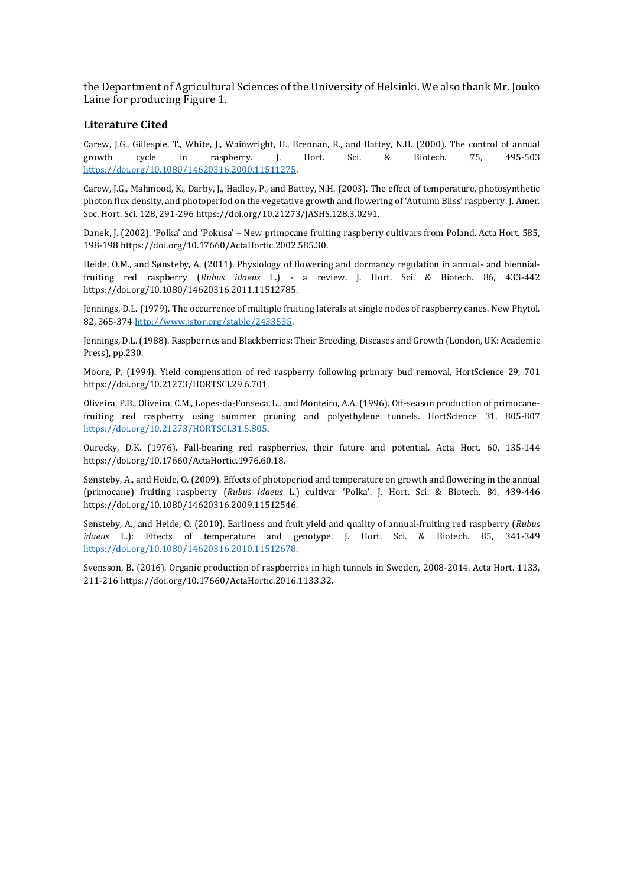the Department of Agricultural Sciences of the University of Helsinki. We also thank Mr. Jouko Laine for producing Figure 1.

### Literature Cited

Carew, J.G., Gillespie, T., White, J., Wainwright, H., Brennan, R., and Battey, N.H. (2000). The control of annual growth cycle in raspberry. J. Hort. Sci. & Biotech. 75, 495-503 https://doi.org/10.1080/14620316.2000.11511275.

Carew, J.G., Mahmood, K., Darby, J., Hadley, P., and Battey, N.H. (2003). The effect of temperature, photosynthetic photon flux density, and photoperiod on the vegetative growth and flowering of 'Autumn Bliss' raspberry. J. Amer. Soc. Hort. Sci. 128, 291-296 https://doi.org/10.21273/JASHS.128.3.0291.

Danek, J. (2002). 'Polka' and 'Pokusa' – New primocane fruiting raspberry cultivars from Poland. Acta Hort. 585, 198-198 https://doi.org/10.17660/ActaHortic.2002.585.30.

Heide, O.M., and Sønsteby, A. (2011). Physiology of flowering and dormancy regulation in annual- and biennial-fruiting red raspberry (*Rubus idaeus* L.) - a review. J. Hort. Sci. & Biotech. 86, 433-442 https://doi.org/10.1080/14620316.2011.11512785.

Jennings, D.L. (1979). The occurrence of multiple fruiting laterals at single nodes of raspberry canes. New Phytol. 82, 365-374 http://www.jstor.org/stable/2433535.

Jennings, D.L. (1988). Raspberries and Blackberries: Their Breeding, Diseases and Growth (London, UK: Academic Press), pp.230.

Moore, P. (1994). Yield compensation of red raspberry following primary bud removal, HortScience 29, 701 https://doi.org/10.21273/HORTSCI.29.6.701.

Oliveira, P.B., Oliveira, C.M., Lopes-da-Fonseca, L., and Monteiro, A.A. (1996). Off-season production of primocane-fruiting red raspberry using summer pruning and polyethylene tunnels. HortScience 31, 805-807 https://doi.org/10.21273/HORTSCI.31.5.805.

Ourecky, D.K. (1976). Fall-bearing red raspberries, their future and potential. Acta Hort. 60, 135-144 https://doi.org/10.17660/ActaHortic.1976.60.18.

Sønsteby, A., and Heide, O. (2009). Effects of photoperiod and temperature on growth and flowering in the annual (primocane) fruiting raspberry (*Rubus idaeus* L.) cultivar 'Polka'. J. Hort. Sci. & Biotech. 84, 439-446 https://doi.org/10.1080/14620316.2009.11512546.

Sønsteby, A., and Heide, O. (2010). Earliness and fruit yield and quality of annual-fruiting red raspberry (*Rubus idaeus* L.): Effects of temperature and genotype. J. Hort. Sci. & Biotech. 85, 341-349 https://doi.org/10.1080/14620316.2010.11512678.

Svensson, B. (2016). Organic production of raspberries in high tunnels in Sweden, 2008-2014. Acta Hort. 1133, 211-216 https://doi.org/10.17660/ActaHortic.2016.1133.32.